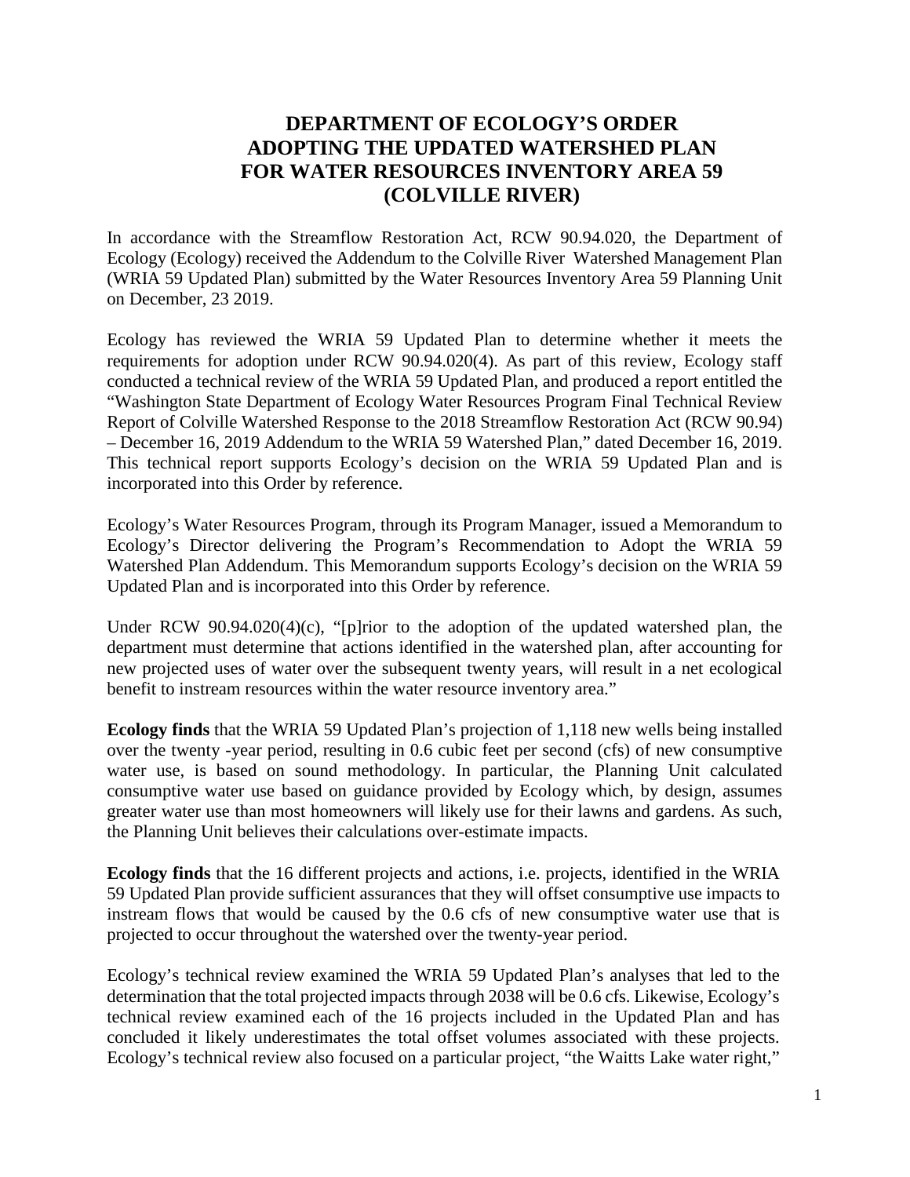# DEPARTMENT OF ECOLOGY'S ORDER ADOPTING THE UPDATED WATERSHED PLAN FOR WATER RESOURCES INVENTORY AREA 59 (COLVILLE RIVER)

In accordance with the Streamflow Restoration Act, RCW 90.94.020, the Department of Ecology (Ecology) received the Addendum to the Colville River Watershed Management Plan (WRIA 59 Updated Plan) submitted by the Water Resources Inventory Area 59 Planning Unit on December, 23 2019.

Ecology has reviewed the WRIA 59 Updated Plan to determine whether it meets the requirements for adoption under RCW 90.94.020(4). As part of this review, Ecology staff conducted a technical review of the WRIA 59 Updated Plan, and produced a report entitled the "Washington State Department of Ecology Water Resources Program Final Technical Review Report of Colville Watershed Response to the 2018 Streamflow Restoration Act (RCW 90.94) – December 16, 2019 Addendum to the WRIA 59 Watershed Plan," dated December 16, 2019. This technical report supports Ecology's decision on the WRIA 59 Updated Plan and is incorporated into this Order by reference.

Ecology's Water Resources Program, through its Program Manager, issued a Memorandum to Ecology's Director delivering the Program's Recommendation to Adopt the WRIA 59 Watershed Plan Addendum. This Memorandum supports Ecology's decision on the WRIA 59 Updated Plan and is incorporated into this Order by reference.

Under RCW 90.94.020(4)(c), "[p]rior to the adoption of the updated watershed plan, the department must determine that actions identified in the watershed plan, after accounting for new projected uses of water over the subsequent twenty years, will result in a net ecological benefit to instream resources within the water resource inventory area."

**Ecology finds** that the WRIA 59 Updated Plan's projection of 1,118 new wells being installed over the twenty -year period, resulting in 0.6 cubic feet per second (cfs) of new consumptive water use, is based on sound methodology. In particular, the Planning Unit calculated consumptive water use based on guidance provided by Ecology which, by design, assumes greater water use than most homeowners will likely use for their lawns and gardens. As such, the Planning Unit believes their calculations over-estimate impacts.

**Ecology finds** that the 16 different projects and actions, i.e. projects, identified in the WRIA 59 Updated Plan provide sufficient assurances that they will offset consumptive use impacts to instream flows that would be caused by the 0.6 cfs of new consumptive water use that is projected to occur throughout the watershed over the twenty-year period.

Ecology's technical review examined the WRIA 59 Updated Plan's analyses that led to the determination that the total projected impacts through 2038 will be 0.6 cfs. Likewise, Ecology's technical review examined each of the 16 projects included in the Updated Plan and has concluded it likely underestimates the total offset volumes associated with these projects. Ecology's technical review also focused on a particular project, "the Waitts Lake water right,"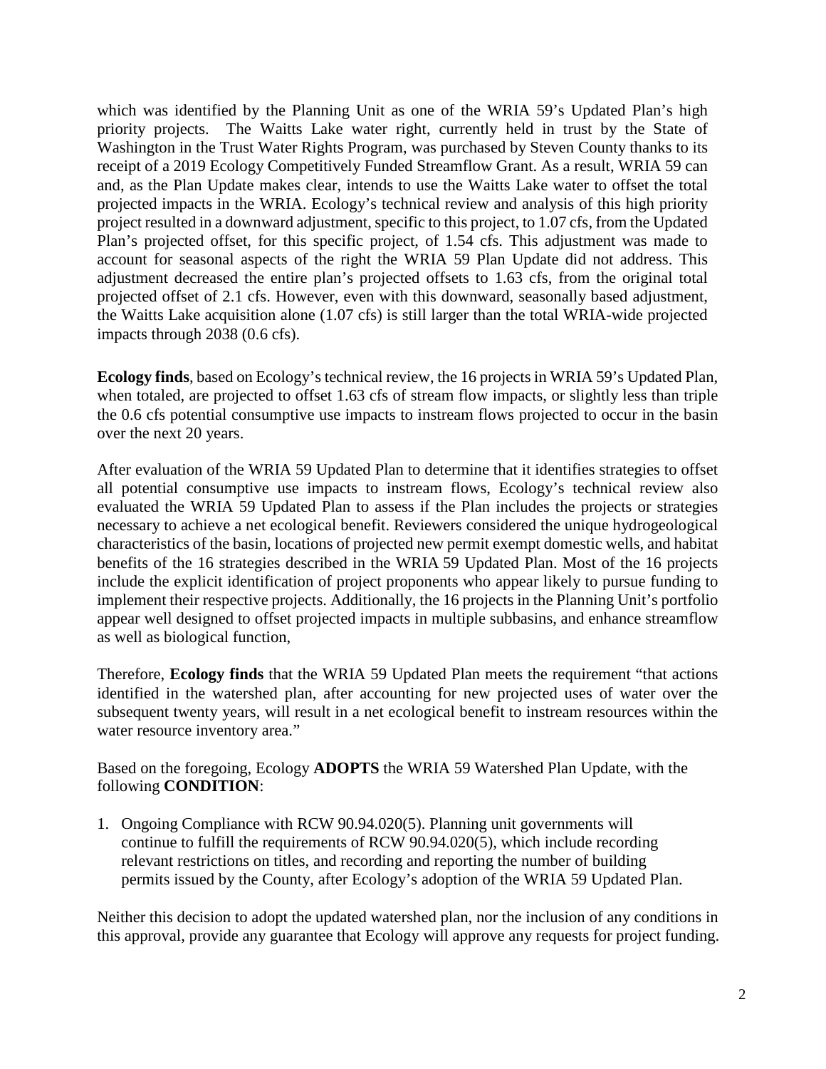which was identified by the Planning Unit as one of the WRIA 59's Updated Plan's high priority projects. The Waitts Lake water right, currently held in trust by the State of Washington in the Trust Water Rights Program, was purchased by Steven County thanks to its receipt of a 2019 Ecology Competitively Funded Streamflow Grant. As a result, WRIA 59 can and, as the Plan Update makes clear, intends to use the Waitts Lake water to offset the total projected impacts in the WRIA. Ecology's technical review and analysis of this high priority project resulted in a downward adjustment, specific to this project, to 1.07 cfs, from the Updated Plan's projected offset, for this specific project, of 1.54 cfs. This adjustment was made to account for seasonal aspects of the right the WRIA 59 Plan Update did not address. This adjustment decreased the entire plan's projected offsets to 1.63 cfs, from the original total projected offset of 2.1 cfs. However, even with this downward, seasonally based adjustment, the Waitts Lake acquisition alone (1.07 cfs) is still larger than the total WRIA-wide projected impacts through 2038 (0.6 cfs).

**Ecology finds**, based on Ecology's technical review, the 16 projects in WRIA 59's Updated Plan, when totaled, are projected to offset 1.63 cfs of stream flow impacts, or slightly less than triple the 0.6 cfs potential consumptive use impacts to instream flows projected to occur in the basin over the next 20 years.

After evaluation of the WRIA 59 Updated Plan to determine that it identifies strategies to offset all potential consumptive use impacts to instream flows, Ecology's technical review also evaluated the WRIA 59 Updated Plan to assess if the Plan includes the projects or strategies necessary to achieve a net ecological benefit. Reviewers considered the unique hydrogeological characteristics of the basin, locations of projected new permit exempt domestic wells, and habitat benefits of the 16 strategies described in the WRIA 59 Updated Plan. Most of the 16 projects include the explicit identification of project proponents who appear likely to pursue funding to implement their respective projects. Additionally, the 16 projects in the Planning Unit's portfolio appear well designed to offset projected impacts in multiple subbasins, and enhance streamflow as well as biological function,

Therefore, **Ecology finds** that the WRIA 59 Updated Plan meets the requirement "that actions identified in the watershed plan, after accounting for new projected uses of water over the subsequent twenty years, will result in a net ecological benefit to instream resources within the water resource inventory area."

Based on the foregoing, Ecology **ADOPTS** the WRIA 59 Watershed Plan Update, with the following **CONDITION**:

1. Ongoing Compliance with RCW 90.94.020(5). Planning unit governments will continue to fulfill the requirements of RCW 90.94.020(5), which include recording relevant restrictions on titles, and recording and reporting the number of building permits issued by the County, after Ecology's adoption of the WRIA 59 Updated Plan.

Neither this decision to adopt the updated watershed plan, nor the inclusion of any conditions in this approval, provide any guarantee that Ecology will approve any requests for project funding.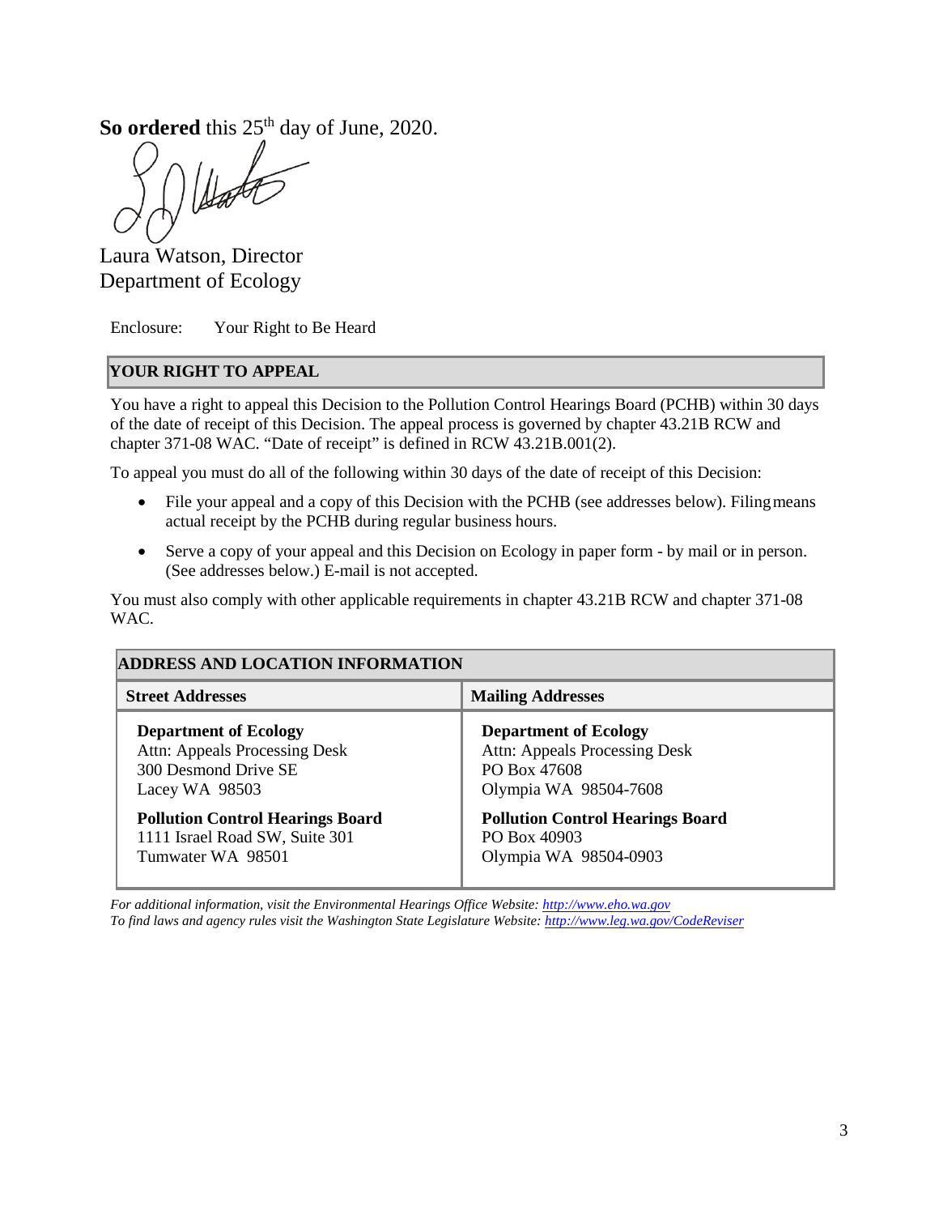**So ordered** this 25th day of June, 2020.

Laura Watson, Director
Department of Ecology

Enclosure: Your Right to Be Heard

## YOUR RIGHT TO APPEAL

You have a right to appeal this Decision to the Pollution Control Hearings Board (PCHB) within 30 days of the date of receipt of this Decision. The appeal process is governed by chapter 43.21B RCW and chapter 371-08 WAC. "Date of receipt" is defined in RCW 43.21B.001(2).

To appeal you must do all of the following within 30 days of the date of receipt of this Decision:

- File your appeal and a copy of this Decision with the PCHB (see addresses below). Filing means actual receipt by the PCHB during regular business hours.
- Serve a copy of your appeal and this Decision on Ecology in paper form - by mail or in person. (See addresses below.) E-mail is not accepted.

You must also comply with other applicable requirements in chapter 43.21B RCW and chapter 371-08 WAC.

## ADDRESS AND LOCATION INFORMATION

| Street Addresses | Mailing Addresses |
|---|---|
| **Department of Ecology**<br>Attn: Appeals Processing Desk<br>300 Desmond Drive SE<br>Lacey WA 98503 | **Department of Ecology**<br>Attn: Appeals Processing Desk<br>PO Box 47608<br>Olympia WA 98504-7608 |
| **Pollution Control Hearings Board**<br>1111 Israel Road SW, Suite 301<br>Tumwater WA 98501 | **Pollution Control Hearings Board**<br>PO Box 40903<br>Olympia WA 98504-0903 |

*For additional information, visit the Environmental Hearings Office Website: [http://www.eho.wa.gov](http://www.eho.wa.gov)*
*To find laws and agency rules visit the Washington State Legislature Website: [http://www.leg.wa.gov/CodeReviser](http://www.leg.wa.gov/CodeReviser)*